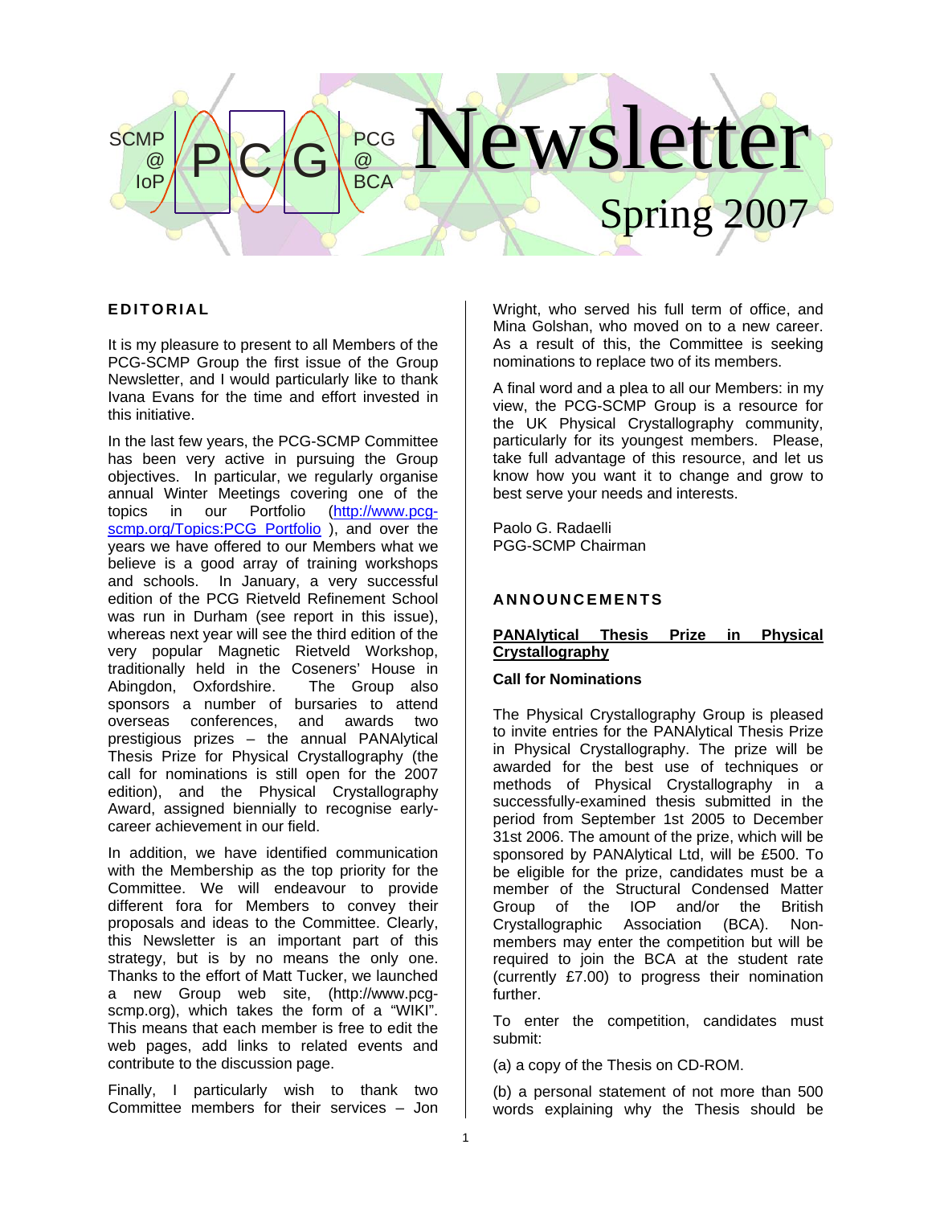SCMP @ IoP — PCG — PCG @ BCA

# Newsletter

## Spring 2007

## EDITORIAL

It is my pleasure to present to all Members of the PCG-SCMP Group the first issue of the Group Newsletter, and I would particularly like to thank Ivana Evans for the time and effort invested in this initiative.

In the last few years, the PCG-SCMP Committee has been very active in pursuing the Group objectives. In particular, we regularly organise annual Winter Meetings covering one of the topics in our Portfolio (http://www.pcg-scmp.org/Topics:PCG_Portfolio ), and over the years we have offered to our Members what we believe is a good array of training workshops and schools. In January, a very successful edition of the PCG Rietveld Refinement School was run in Durham (see report in this issue), whereas next year will see the third edition of the very popular Magnetic Rietveld Workshop, traditionally held in the Coseners' House in Abingdon, Oxfordshire. The Group also sponsors a number of bursaries to attend overseas conferences, and awards two prestigious prizes – the annual PANAlytical Thesis Prize for Physical Crystallography (the call for nominations is still open for the 2007 edition), and the Physical Crystallography Award, assigned biennially to recognise early-career achievement in our field.

In addition, we have identified communication with the Membership as the top priority for the Committee. We will endeavour to provide different fora for Members to convey their proposals and ideas to the Committee. Clearly, this Newsletter is an important part of this strategy, but is by no means the only one. Thanks to the effort of Matt Tucker, we launched a new Group web site, (http://www.pcg-scmp.org), which takes the form of a "WIKI". This means that each member is free to edit the web pages, add links to related events and contribute to the discussion page.

Finally, I particularly wish to thank two Committee members for their services – Jon Wright, who served his full term of office, and Mina Golshan, who moved on to a new career. As a result of this, the Committee is seeking nominations to replace two of its members.

A final word and a plea to all our Members: in my view, the PCG-SCMP Group is a resource for the UK Physical Crystallography community, particularly for its youngest members. Please, take full advantage of this resource, and let us know how you want it to change and grow to best serve your needs and interests.

Paolo G. Radaelli
PGG-SCMP Chairman

## ANNOUNCEMENTS

### PANAlytical Thesis Prize in Physical Crystallography

**Call for Nominations**

The Physical Crystallography Group is pleased to invite entries for the PANAlytical Thesis Prize in Physical Crystallography. The prize will be awarded for the best use of techniques or methods of Physical Crystallography in a successfully-examined thesis submitted in the period from September 1st 2005 to December 31st 2006. The amount of the prize, which will be sponsored by PANAlytical Ltd, will be £500. To be eligible for the prize, candidates must be a member of the Structural Condensed Matter Group of the IOP and/or the British Crystallographic Association (BCA). Non-members may enter the competition but will be required to join the BCA at the student rate (currently £7.00) to progress their nomination further.

To enter the competition, candidates must submit:

(a) a copy of the Thesis on CD-ROM.

(b) a personal statement of not more than 500 words explaining why the Thesis should be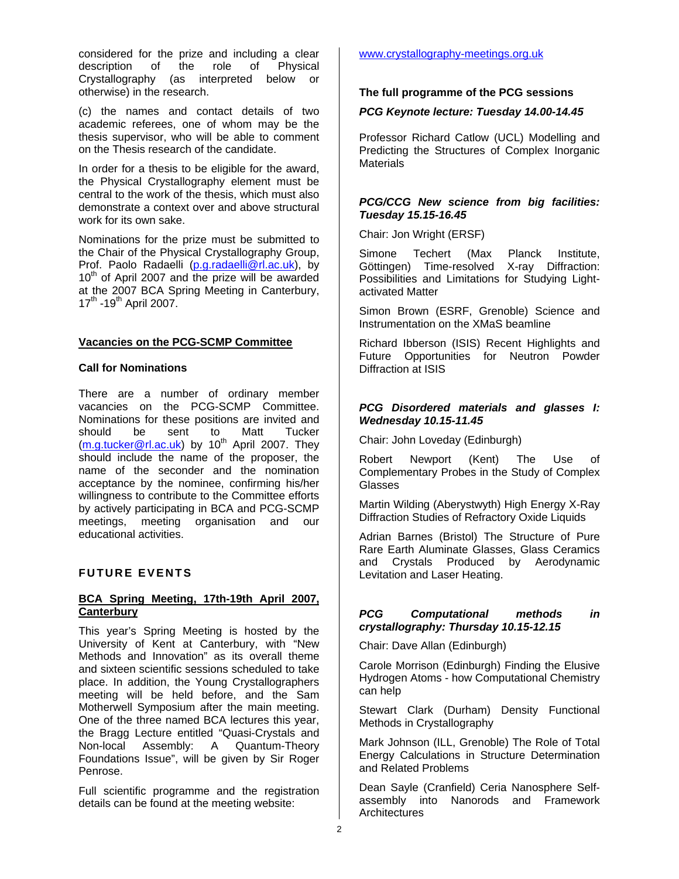considered for the prize and including a clear description of the role of Physical Crystallography (as interpreted below or otherwise) in the research.

(c) the names and contact details of two academic referees, one of whom may be the thesis supervisor, who will be able to comment on the Thesis research of the candidate.

In order for a thesis to be eligible for the award, the Physical Crystallography element must be central to the work of the thesis, which must also demonstrate a context over and above structural work for its own sake.

Nominations for the prize must be submitted to the Chair of the Physical Crystallography Group, Prof. Paolo Radaelli (p.g.radaelli@rl.ac.uk), by 10th of April 2007 and the prize will be awarded at the 2007 BCA Spring Meeting in Canterbury, 17th -19th April 2007.

## Vacancies on the PCG-SCMP Committee

**Call for Nominations**

There are a number of ordinary member vacancies on the PCG-SCMP Committee. Nominations for these positions are invited and should be sent to Matt Tucker (m.g.tucker@rl.ac.uk) by 10th April 2007. They should include the name of the proposer, the name of the seconder and the nomination acceptance by the nominee, confirming his/her willingness to contribute to the Committee efforts by actively participating in BCA and PCG-SCMP meetings, meeting organisation and our educational activities.

## FUTURE EVENTS

### BCA Spring Meeting, 17th-19th April 2007, Canterbury

This year's Spring Meeting is hosted by the University of Kent at Canterbury, with "New Methods and Innovation" as its overall theme and sixteen scientific sessions scheduled to take place. In addition, the Young Crystallographers meeting will be held before, and the Sam Motherwell Symposium after the main meeting. One of the three named BCA lectures this year, the Bragg Lecture entitled "Quasi-Crystals and Non-local Assembly: A Quantum-Theory Foundations Issue", will be given by Sir Roger Penrose.

Full scientific programme and the registration details can be found at the meeting website: www.crystallography-meetings.org.uk

**The full programme of the PCG sessions**

***PCG Keynote lecture: Tuesday 14.00-14.45***

Professor Richard Catlow (UCL) Modelling and Predicting the Structures of Complex Inorganic Materials

***PCG/CCG New science from big facilities: Tuesday 15.15-16.45***

Chair: Jon Wright (ERSF)

Simone Techert (Max Planck Institute, Göttingen) Time-resolved X-ray Diffraction: Possibilities and Limitations for Studying Light-activated Matter

Simon Brown (ESRF, Grenoble) Science and Instrumentation on the XMaS beamline

Richard Ibberson (ISIS) Recent Highlights and Future Opportunities for Neutron Powder Diffraction at ISIS

***PCG Disordered materials and glasses I: Wednesday 10.15-11.45***

Chair: John Loveday (Edinburgh)

Robert Newport (Kent) The Use of Complementary Probes in the Study of Complex Glasses

Martin Wilding (Aberystwyth) High Energy X-Ray Diffraction Studies of Refractory Oxide Liquids

Adrian Barnes (Bristol) The Structure of Pure Rare Earth Aluminate Glasses, Glass Ceramics and Crystals Produced by Aerodynamic Levitation and Laser Heating.

***PCG Computational methods in crystallography: Thursday 10.15-12.15***

Chair: Dave Allan (Edinburgh)

Carole Morrison (Edinburgh) Finding the Elusive Hydrogen Atoms - how Computational Chemistry can help

Stewart Clark (Durham) Density Functional Methods in Crystallography

Mark Johnson (ILL, Grenoble) The Role of Total Energy Calculations in Structure Determination and Related Problems

Dean Sayle (Cranfield) Ceria Nanosphere Self-assembly into Nanorods and Framework Architectures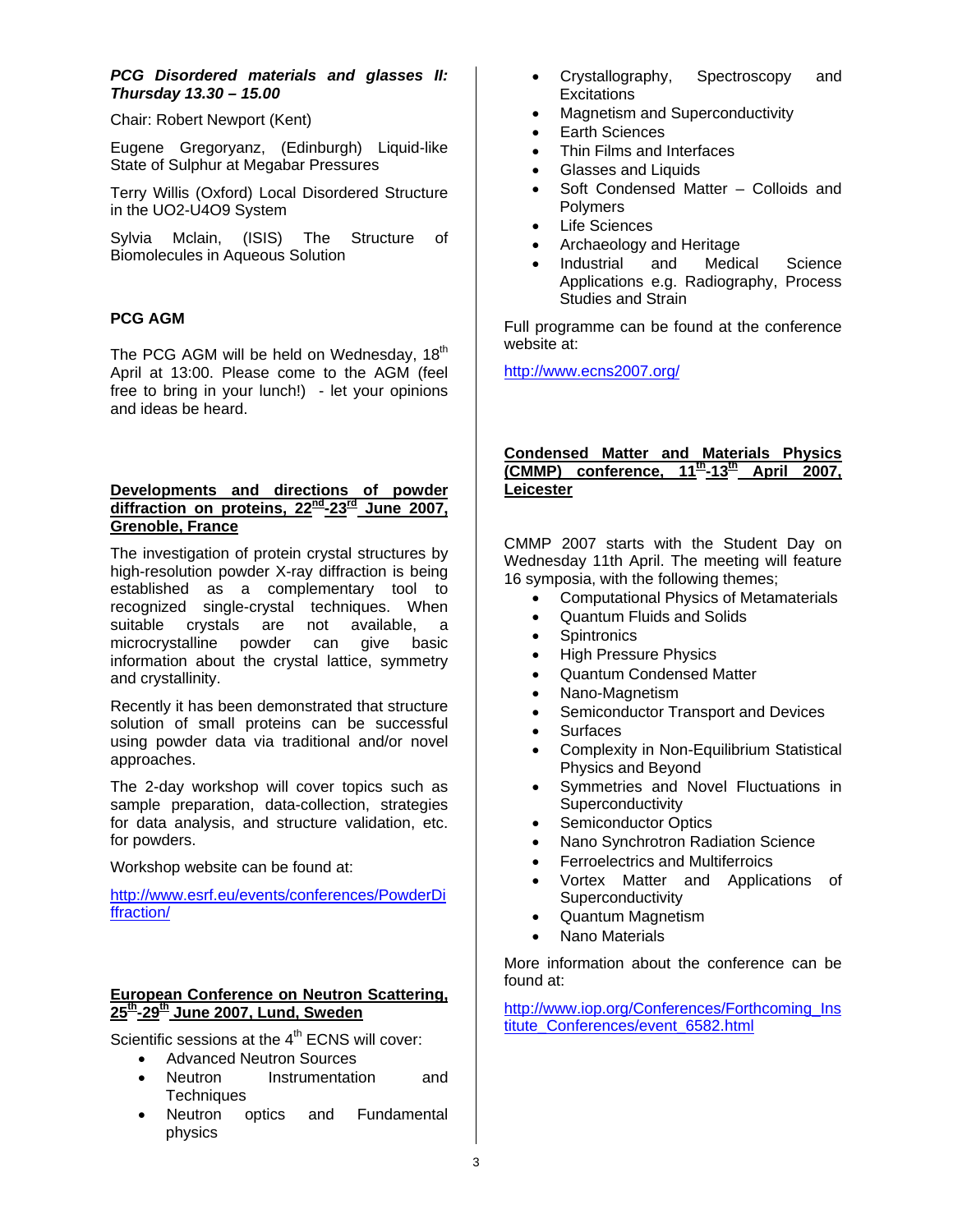***PCG Disordered materials and glasses II: Thursday 13.30 – 15.00***

Chair: Robert Newport (Kent)

Eugene Gregoryanz, (Edinburgh) Liquid-like State of Sulphur at Megabar Pressures

Terry Willis (Oxford) Local Disordered Structure in the $UO_2$-$U_4O_9$ System

Sylvia Mclain, (ISIS) The Structure of Biomolecules in Aqueous Solution

**PCG AGM**

The PCG AGM will be held on Wednesday, 18th April at 13:00. Please come to the AGM (feel free to bring in your lunch!) - let your opinions and ideas be heard.

**Developments and directions of powder diffraction on proteins, 22nd-23rd June 2007, Grenoble, France**

The investigation of protein crystal structures by high-resolution powder X-ray diffraction is being established as a complementary tool to recognized single-crystal techniques. When suitable crystals are not available, a microcrystalline powder can give basic information about the crystal lattice, symmetry and crystallinity.

Recently it has been demonstrated that structure solution of small proteins can be successful using powder data via traditional and/or novel approaches.

The 2-day workshop will cover topics such as sample preparation, data-collection, strategies for data analysis, and structure validation, etc. for powders.

Workshop website can be found at:

http://www.esrf.eu/events/conferences/PowderDiffraction/

**European Conference on Neutron Scattering, 25th-29th June 2007, Lund, Sweden**

Scientific sessions at the 4th ECNS will cover:

- Advanced Neutron Sources
- Neutron Instrumentation and Techniques
- Neutron optics and Fundamental physics
- Crystallography, Spectroscopy and Excitations
- Magnetism and Superconductivity
- Earth Sciences
- Thin Films and Interfaces
- Glasses and Liquids
- Soft Condensed Matter – Colloids and Polymers
- Life Sciences
- Archaeology and Heritage
- Industrial and Medical Science Applications e.g. Radiography, Process Studies and Strain

Full programme can be found at the conference website at:

http://www.ecns2007.org/

**Condensed Matter and Materials Physics (CMMP) conference, 11th-13th April 2007, Leicester**

CMMP 2007 starts with the Student Day on Wednesday 11th April. The meeting will feature 16 symposia, with the following themes;

- Computational Physics of Metamaterials
- Quantum Fluids and Solids
- Spintronics
- High Pressure Physics
- Quantum Condensed Matter
- Nano-Magnetism
- Semiconductor Transport and Devices
- Surfaces
- Complexity in Non-Equilibrium Statistical Physics and Beyond
- Symmetries and Novel Fluctuations in Superconductivity
- Semiconductor Optics
- Nano Synchrotron Radiation Science
- Ferroelectrics and Multiferroics
- Vortex Matter and Applications of Superconductivity
- Quantum Magnetism
- Nano Materials

More information about the conference can be found at:

http://www.iop.org/Conferences/Forthcoming_Institute_Conferences/event_6582.html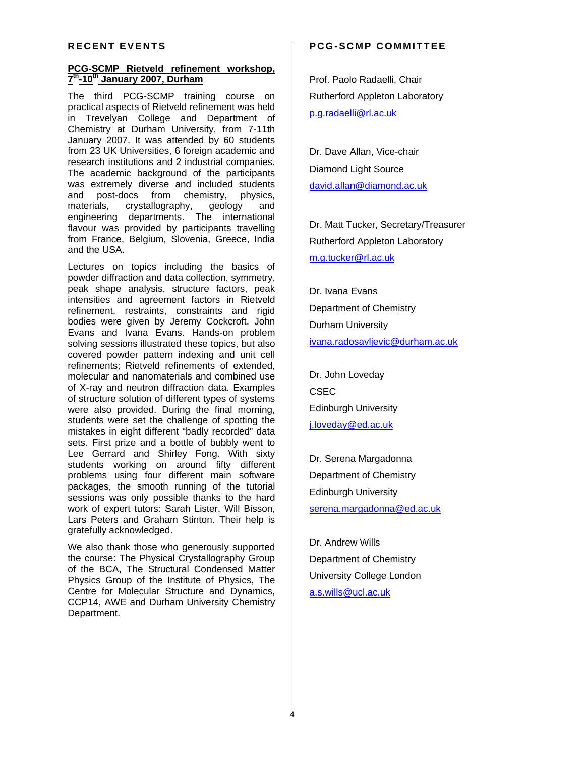## RECENT EVENTS

### PCG-SCMP Rietveld refinement workshop, 7th-10th January 2007, Durham

The third PCG-SCMP training course on practical aspects of Rietveld refinement was held in Trevelyan College and Department of Chemistry at Durham University, from 7-11th January 2007. It was attended by 60 students from 23 UK Universities, 6 foreign academic and research institutions and 2 industrial companies. The academic background of the participants was extremely diverse and included students and post-docs from chemistry, physics, materials, crystallography, geology and engineering departments. The international flavour was provided by participants travelling from France, Belgium, Slovenia, Greece, India and the USA.

Lectures on topics including the basics of powder diffraction and data collection, symmetry, peak shape analysis, structure factors, peak intensities and agreement factors in Rietveld refinement, restraints, constraints and rigid bodies were given by Jeremy Cockcroft, John Evans and Ivana Evans. Hands-on problem solving sessions illustrated these topics, but also covered powder pattern indexing and unit cell refinements; Rietveld refinements of extended, molecular and nanomaterials and combined use of X-ray and neutron diffraction data. Examples of structure solution of different types of systems were also provided. During the final morning, students were set the challenge of spotting the mistakes in eight different "badly recorded" data sets. First prize and a bottle of bubbly went to Lee Gerrard and Shirley Fong. With sixty students working on around fifty different problems using four different main software packages, the smooth running of the tutorial sessions was only possible thanks to the hard work of expert tutors: Sarah Lister, Will Bisson, Lars Peters and Graham Stinton. Their help is gratefully acknowledged.

We also thank those who generously supported the course: The Physical Crystallography Group of the BCA, The Structural Condensed Matter Physics Group of the Institute of Physics, The Centre for Molecular Structure and Dynamics, CCP14, AWE and Durham University Chemistry Department.

## PCG-SCMP COMMITTEE

Prof. Paolo Radaelli, Chair
Rutherford Appleton Laboratory
p.g.radaelli@rl.ac.uk

Dr. Dave Allan, Vice-chair
Diamond Light Source
david.allan@diamond.ac.uk

Dr. Matt Tucker, Secretary/Treasurer
Rutherford Appleton Laboratory
m.g.tucker@rl.ac.uk

Dr. Ivana Evans
Department of Chemistry
Durham University
ivana.radosavljevic@durham.ac.uk

Dr. John Loveday
CSEC
Edinburgh University
j.loveday@ed.ac.uk

Dr. Serena Margadonna
Department of Chemistry
Edinburgh University
serena.margadonna@ed.ac.uk

Dr. Andrew Wills
Department of Chemistry
University College London
a.s.wills@ucl.ac.uk